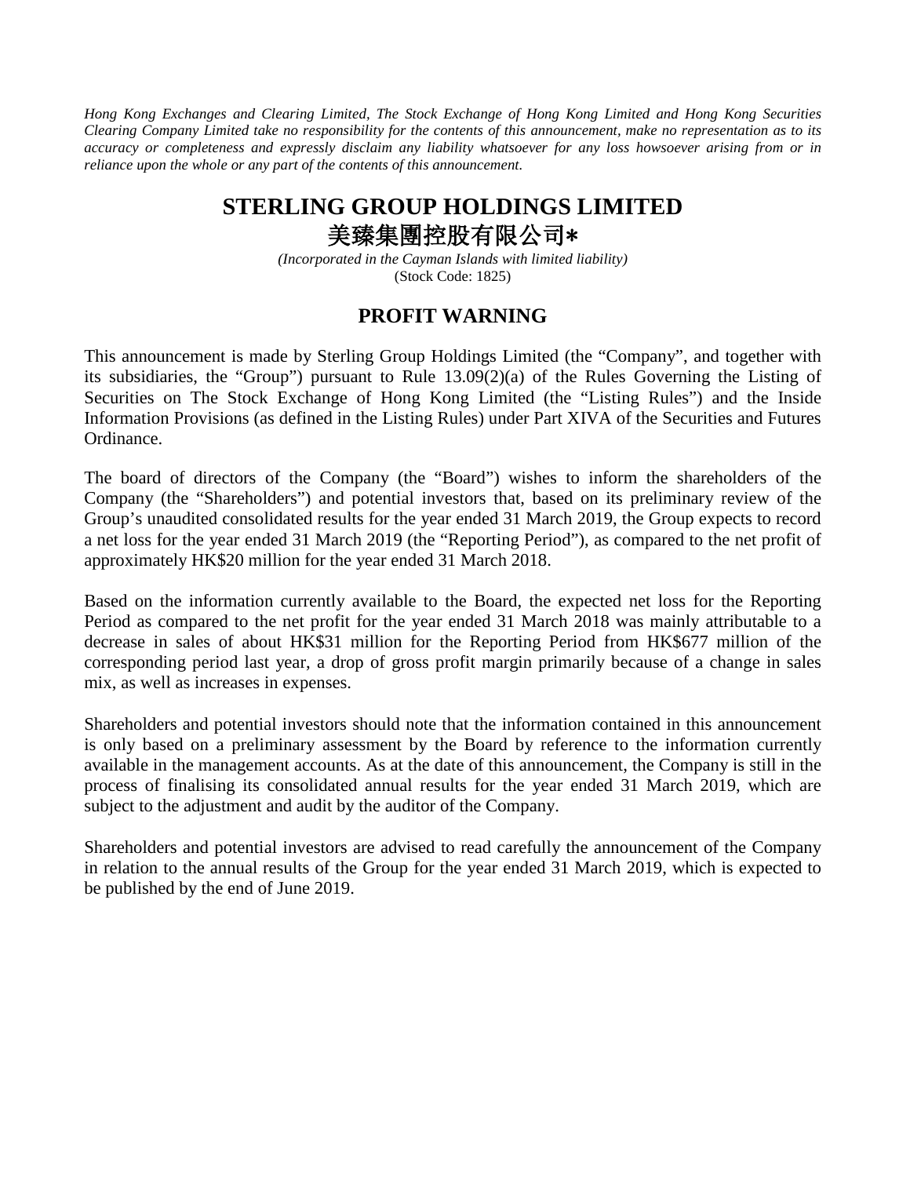*Hong Kong Exchanges and Clearing Limited, The Stock Exchange of Hong Kong Limited and Hong Kong Securities Clearing Company Limited take no responsibility for the contents of this announcement, make no representation as to its accuracy or completeness and expressly disclaim any liability whatsoever for any loss howsoever arising from or in reliance upon the whole or any part of the contents of this announcement.*

# STERLING GROUP HOLDINGS LIMITED
# 美臻集團控股有限公司*

*(Incorporated in the Cayman Islands with limited liability)*
(Stock Code: 1825)

## PROFIT WARNING

This announcement is made by Sterling Group Holdings Limited (the "Company", and together with its subsidiaries, the "Group") pursuant to Rule 13.09(2)(a) of the Rules Governing the Listing of Securities on The Stock Exchange of Hong Kong Limited (the "Listing Rules") and the Inside Information Provisions (as defined in the Listing Rules) under Part XIVA of the Securities and Futures Ordinance.

The board of directors of the Company (the "Board") wishes to inform the shareholders of the Company (the "Shareholders") and potential investors that, based on its preliminary review of the Group's unaudited consolidated results for the year ended 31 March 2019, the Group expects to record a net loss for the year ended 31 March 2019 (the "Reporting Period"), as compared to the net profit of approximately HK$20 million for the year ended 31 March 2018.

Based on the information currently available to the Board, the expected net loss for the Reporting Period as compared to the net profit for the year ended 31 March 2018 was mainly attributable to a decrease in sales of about HK$31 million for the Reporting Period from HK$677 million of the corresponding period last year, a drop of gross profit margin primarily because of a change in sales mix, as well as increases in expenses.

Shareholders and potential investors should note that the information contained in this announcement is only based on a preliminary assessment by the Board by reference to the information currently available in the management accounts. As at the date of this announcement, the Company is still in the process of finalising its consolidated annual results for the year ended 31 March 2019, which are subject to the adjustment and audit by the auditor of the Company.

Shareholders and potential investors are advised to read carefully the announcement of the Company in relation to the annual results of the Group for the year ended 31 March 2019, which is expected to be published by the end of June 2019.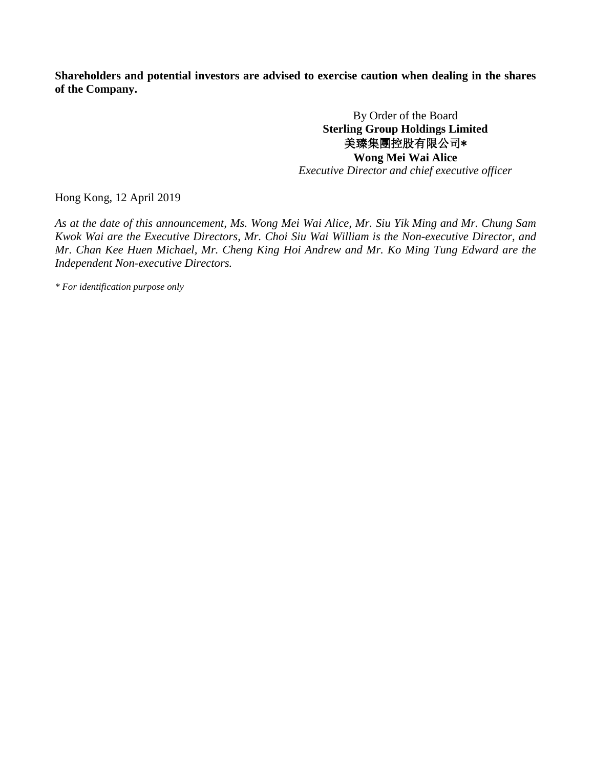**Shareholders and potential investors are advised to exercise caution when dealing in the shares of the Company.**

By Order of the Board
**Sterling Group Holdings Limited**
**美臻集團控股有限公司***
**Wong Mei Wai Alice**
*Executive Director and chief executive officer*

Hong Kong, 12 April 2019

*As at the date of this announcement, Ms. Wong Mei Wai Alice, Mr. Siu Yik Ming and Mr. Chung Sam Kwok Wai are the Executive Directors, Mr. Choi Siu Wai William is the Non-executive Director, and Mr. Chan Kee Huen Michael, Mr. Cheng King Hoi Andrew and Mr. Ko Ming Tung Edward are the Independent Non-executive Directors.*

*\* For identification purpose only*